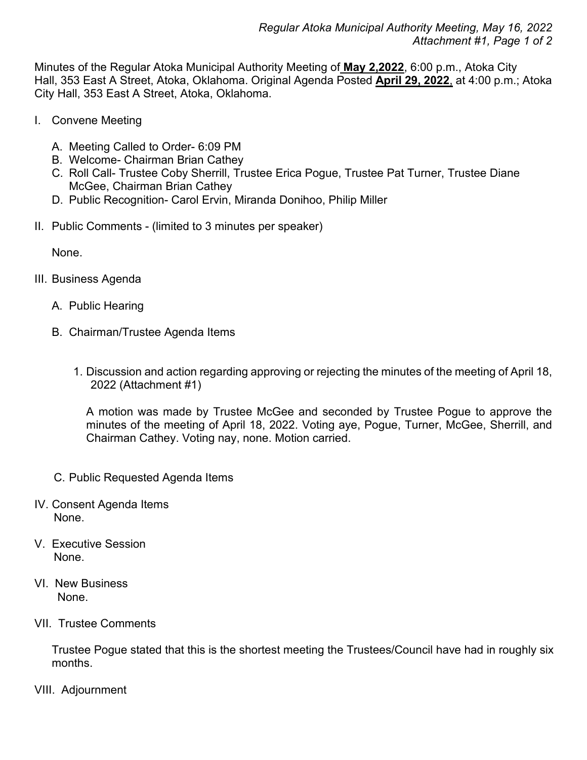Minutes of the Regular Atoka Municipal Authority Meeting of **May 2,2022**, 6:00 p.m., Atoka City Hall, 353 East A Street, Atoka, Oklahoma. Original Agenda Posted **April 29, 2022**, at 4:00 p.m.; Atoka City Hall, 353 East A Street, Atoka, Oklahoma.

I. Convene Meeting

   A. Meeting Called to Order- 6:09 PM
   B. Welcome- Chairman Brian Cathey
   C. Roll Call- Trustee Coby Sherrill, Trustee Erica Pogue, Trustee Pat Turner, Trustee Diane McGee, Chairman Brian Cathey
   D. Public Recognition- Carol Ervin, Miranda Donihoo, Philip Miller

II. Public Comments - (limited to 3 minutes per speaker)

   None.

III. Business Agenda

   A. Public Hearing

   B. Chairman/Trustee Agenda Items

      1. Discussion and action regarding approving or rejecting the minutes of the meeting of April 18, 2022 (Attachment #1)

      A motion was made by Trustee McGee and seconded by Trustee Pogue to approve the minutes of the meeting of April 18, 2022. Voting aye, Pogue, Turner, McGee, Sherrill, and Chairman Cathey. Voting nay, none. Motion carried.

   C. Public Requested Agenda Items

IV. Consent Agenda Items
   None.

V. Executive Session
   None.

VI. New Business
   None.

VII. Trustee Comments

   Trustee Pogue stated that this is the shortest meeting the Trustees/Council have had in roughly six months.

VIII. Adjournment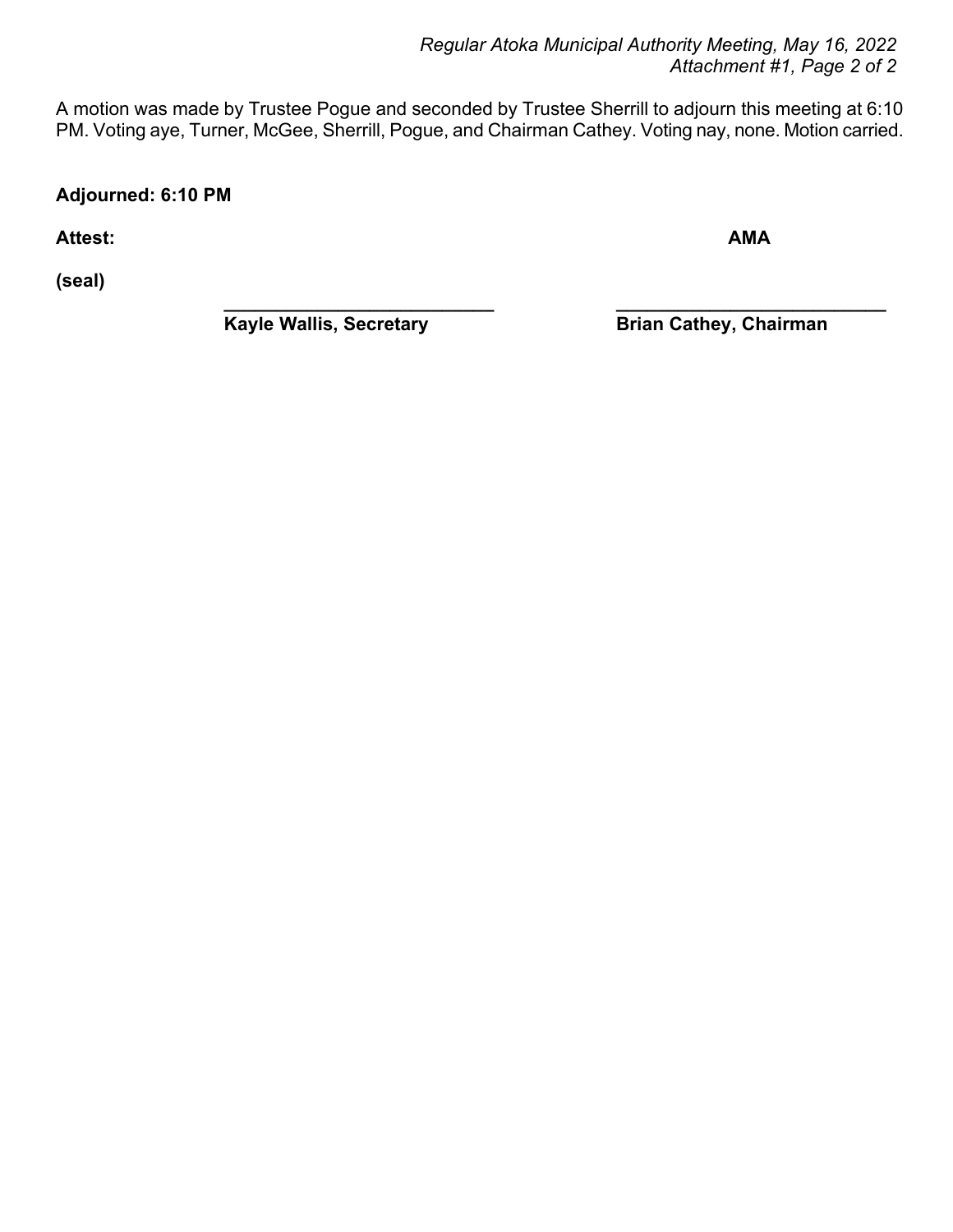A motion was made by Trustee Pogue and seconded by Trustee Sherrill to adjourn this meeting at 6:10 PM. Voting aye, Turner, McGee, Sherrill, Pogue, and Chairman Cathey. Voting nay, none. Motion carried.

**Adjourned: 6:10 PM**

**Attest:** **AMA**

**(seal)**

**\_\_\_\_\_\_\_\_\_\_\_\_\_\_\_\_\_\_\_\_\_\_\_\_\_\_\_\_**
**Kayle Wallis, Secretary**

**\_\_\_\_\_\_\_\_\_\_\_\_\_\_\_\_\_\_\_\_\_\_\_\_\_\_\_\_**
**Brian Cathey, Chairman**